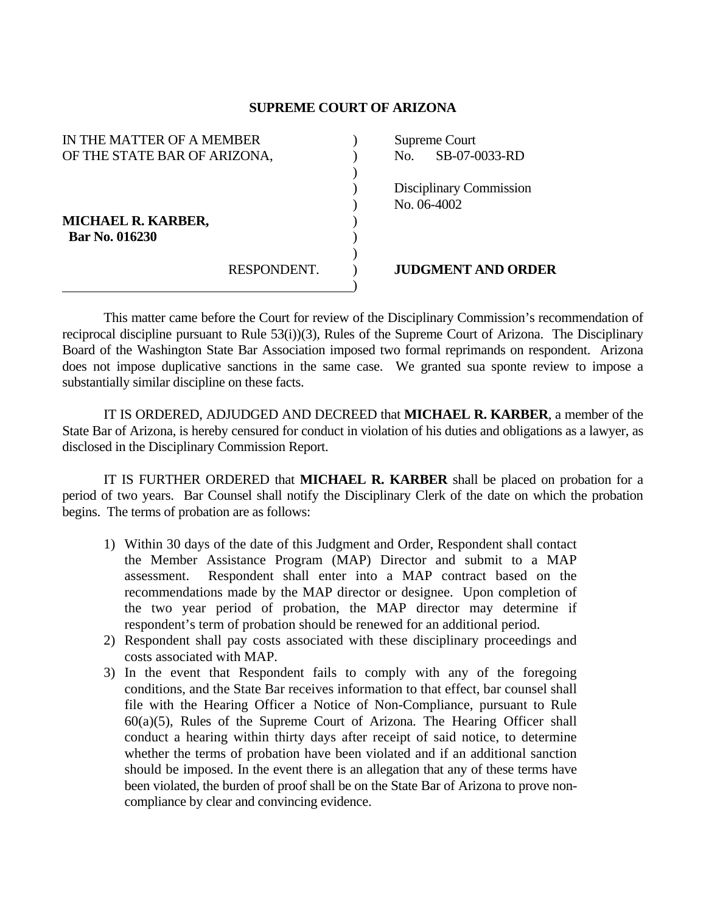**SUPREME COURT OF ARIZONA**

| | | |
|---|---|---|
| IN THE MATTER OF A MEMBER OF THE STATE BAR OF ARIZONA, | ) | Supreme Court No. SB-07-0033-RD |
| | ) | Disciplinary Commission No. 06-4002 |
| **MICHAEL R. KARBER, Bar No. 016230** | ) | |
| RESPONDENT. | ) | **JUDGMENT AND ORDER** |

This matter came before the Court for review of the Disciplinary Commission's recommendation of reciprocal discipline pursuant to Rule 53(i))(3), Rules of the Supreme Court of Arizona. The Disciplinary Board of the Washington State Bar Association imposed two formal reprimands on respondent. Arizona does not impose duplicative sanctions in the same case. We granted sua sponte review to impose a substantially similar discipline on these facts.

IT IS ORDERED, ADJUDGED AND DECREED that **MICHAEL R. KARBER**, a member of the State Bar of Arizona, is hereby censured for conduct in violation of his duties and obligations as a lawyer, as disclosed in the Disciplinary Commission Report.

IT IS FURTHER ORDERED that **MICHAEL R. KARBER** shall be placed on probation for a period of two years. Bar Counsel shall notify the Disciplinary Clerk of the date on which the probation begins. The terms of probation are as follows:

1) Within 30 days of the date of this Judgment and Order, Respondent shall contact the Member Assistance Program (MAP) Director and submit to a MAP assessment. Respondent shall enter into a MAP contract based on the recommendations made by the MAP director or designee. Upon completion of the two year period of probation, the MAP director may determine if respondent's term of probation should be renewed for an additional period.
2) Respondent shall pay costs associated with these disciplinary proceedings and costs associated with MAP.
3) In the event that Respondent fails to comply with any of the foregoing conditions, and the State Bar receives information to that effect, bar counsel shall file with the Hearing Officer a Notice of Non-Compliance, pursuant to Rule 60(a)(5), Rules of the Supreme Court of Arizona. The Hearing Officer shall conduct a hearing within thirty days after receipt of said notice, to determine whether the terms of probation have been violated and if an additional sanction should be imposed. In the event there is an allegation that any of these terms have been violated, the burden of proof shall be on the State Bar of Arizona to prove non-compliance by clear and convincing evidence.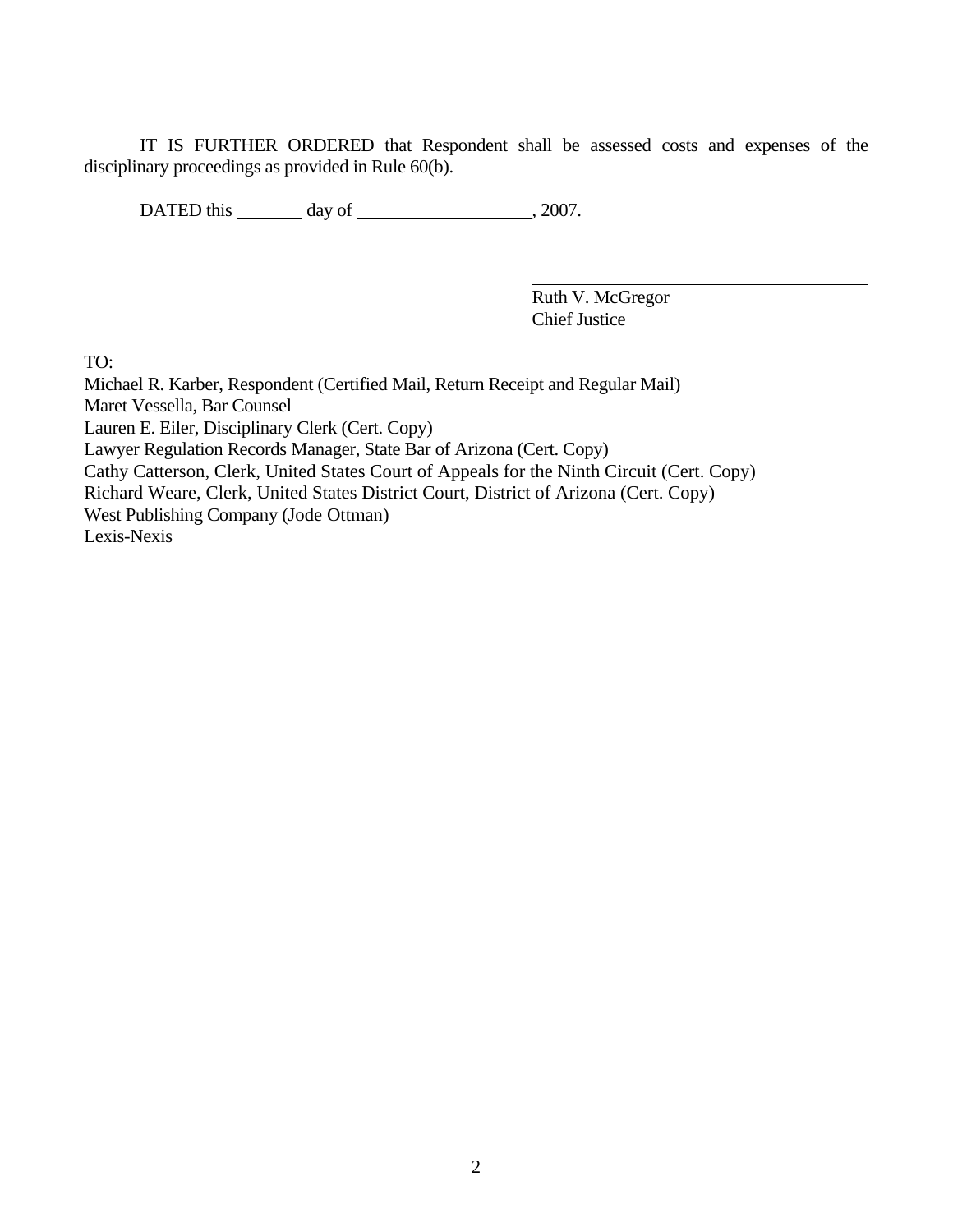IT IS FURTHER ORDERED that Respondent shall be assessed costs and expenses of the disciplinary proceedings as provided in Rule 60(b).

DATED this ________ day of ____________________, 2007.

\_\_\_\_\_\_\_\_\_\_\_\_\_\_\_\_\_\_\_\_\_\_\_\_\_\_\_\_\_\_\_\_\_\_\_\_
Ruth V. McGregor
Chief Justice

TO:
Michael R. Karber, Respondent (Certified Mail, Return Receipt and Regular Mail)
Maret Vessella, Bar Counsel
Lauren E. Eiler, Disciplinary Clerk (Cert. Copy)
Lawyer Regulation Records Manager, State Bar of Arizona (Cert. Copy)
Cathy Catterson, Clerk, United States Court of Appeals for the Ninth Circuit (Cert. Copy)
Richard Weare, Clerk, United States District Court, District of Arizona (Cert. Copy)
West Publishing Company (Jode Ottman)
Lexis-Nexis